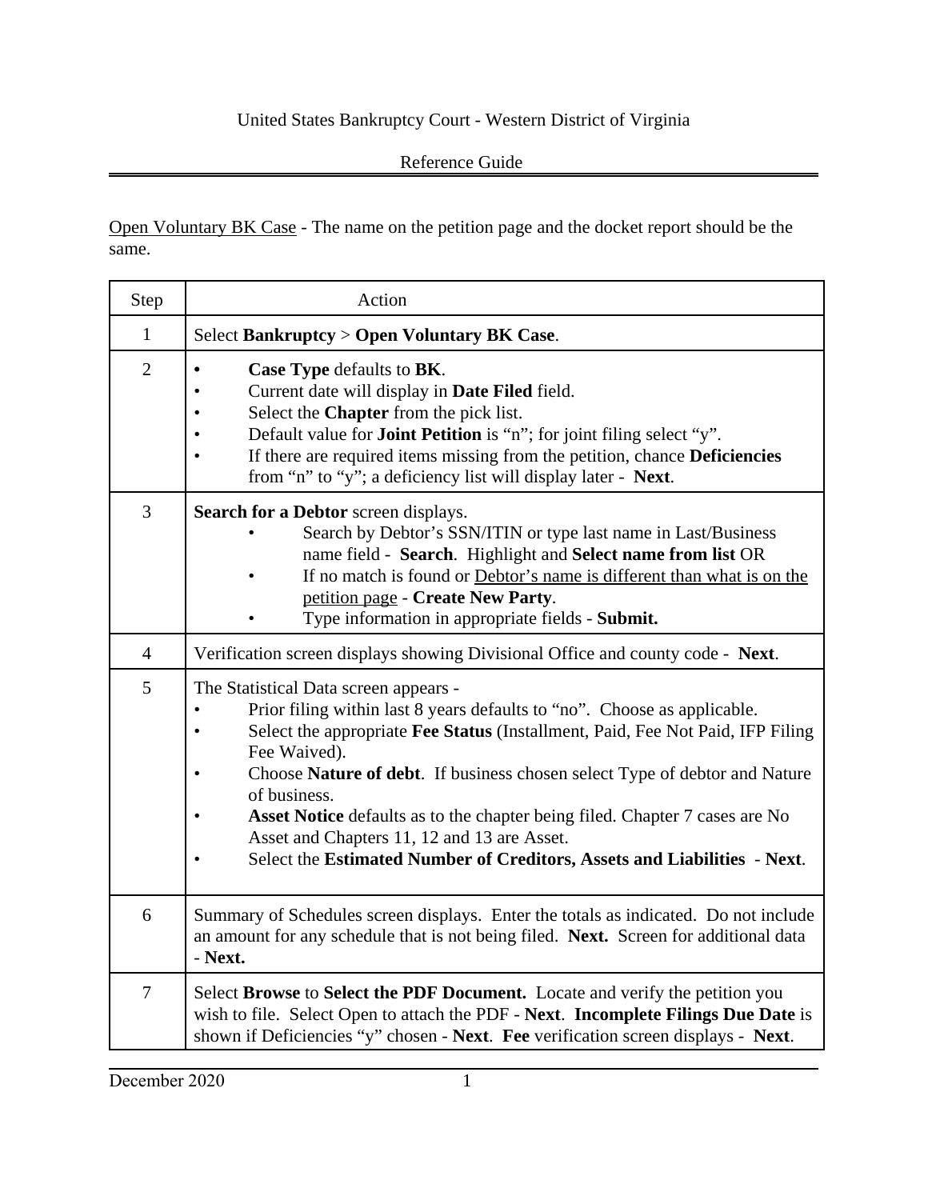United States Bankruptcy Court - Western District of Virginia

Reference Guide

Open Voluntary BK Case - The name on the petition page and the docket report should be the same.

| Step | Action |
|---|---|
| 1 | Select **Bankruptcy** > **Open Voluntary BK Case**. |
| 2 | • **Case Type** defaults to **BK**.<br>• Current date will display in **Date Filed** field.<br>• Select the **Chapter** from the pick list.<br>• Default value for **Joint Petition** is "n"; for joint filing select "y".<br>• If there are required items missing from the petition, chance **Deficiencies** from "n" to "y"; a deficiency list will display later - **Next**. |
| 3 | **Search for a Debtor** screen displays.<br>• Search by Debtor's SSN/ITIN or type last name in Last/Business name field - **Search**. Highlight and **Select name from list** OR<br>• If no match is found or Debtor's name is different than what is on the petition page - **Create New Party**.<br>• Type information in appropriate fields - **Submit.** |
| 4 | Verification screen displays showing Divisional Office and county code - **Next**. |
| 5 | The Statistical Data screen appears -<br>• Prior filing within last 8 years defaults to "no". Choose as applicable.<br>• Select the appropriate **Fee Status** (Installment, Paid, Fee Not Paid, IFP Filing Fee Waived).<br>• Choose **Nature of debt**. If business chosen select Type of debtor and Nature of business.<br>• **Asset Notice** defaults as to the chapter being filed. Chapter 7 cases are No Asset and Chapters 11, 12 and 13 are Asset.<br>• Select the **Estimated Number of Creditors, Assets and Liabilities** - **Next**. |
| 6 | Summary of Schedules screen displays. Enter the totals as indicated. Do not include an amount for any schedule that is not being filed. **Next.** Screen for additional data - **Next.** |
| 7 | Select **Browse** to **Select the PDF Document.** Locate and verify the petition you wish to file. Select Open to attach the PDF - **Next**. **Incomplete Filings Due Date** is shown if Deficiencies "y" chosen - **Next**. **Fee** verification screen displays - **Next**. |

December 2020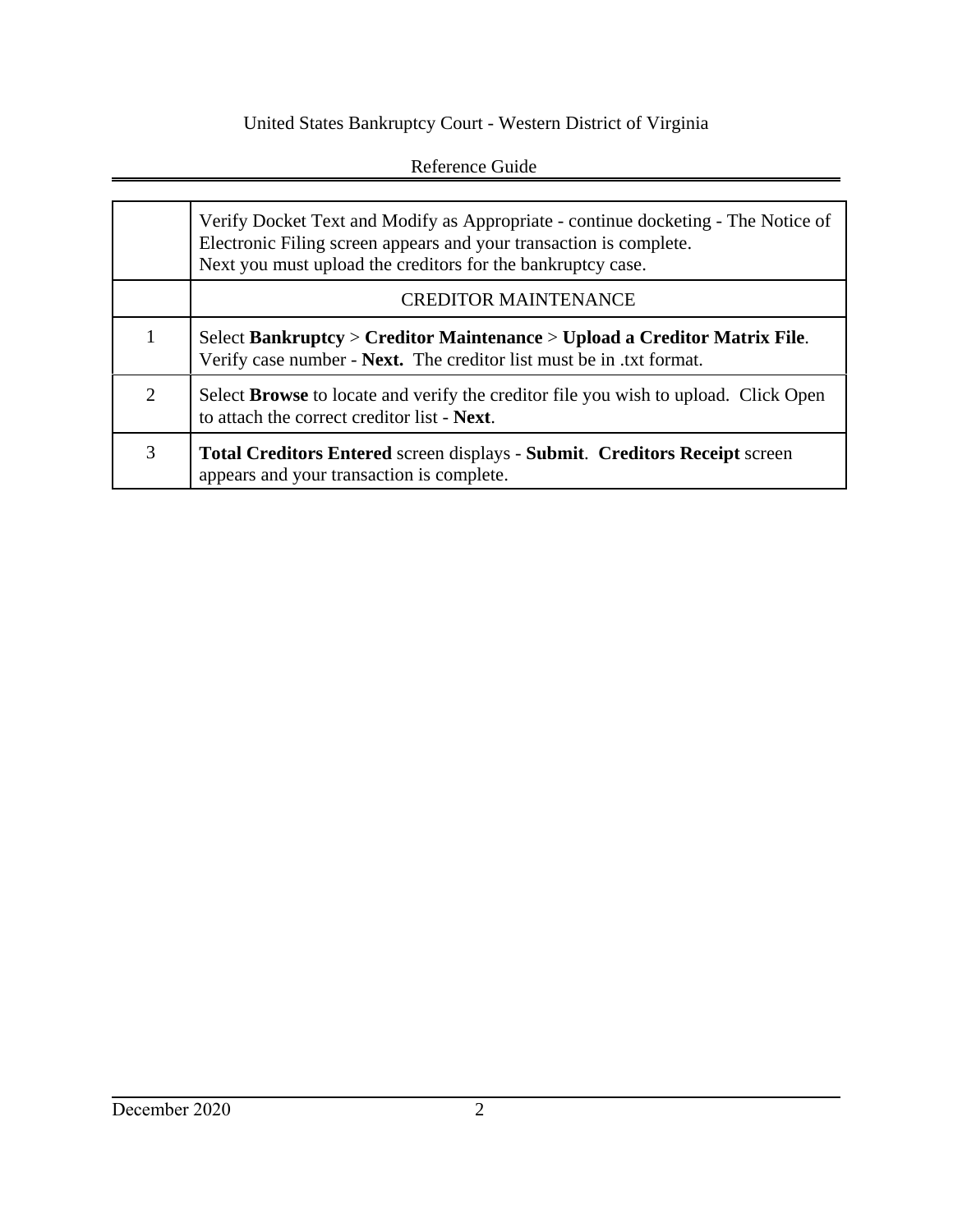| | |
|---|---|
| | Verify Docket Text and Modify as Appropriate - continue docketing - The Notice of Electronic Filing screen appears and your transaction is complete. Next you must upload the creditors for the bankruptcy case. |
| | CREDITOR MAINTENANCE |
| 1 | Select **Bankruptcy** > **Creditor Maintenance** > **Upload a Creditor Matrix File**. Verify case number - **Next.** The creditor list must be in .txt format. |
| 2 | Select **Browse** to locate and verify the creditor file you wish to upload. Click Open to attach the correct creditor list - **Next**. |
| 3 | **Total Creditors Entered** screen displays - **Submit**. **Creditors Receipt** screen appears and your transaction is complete. |